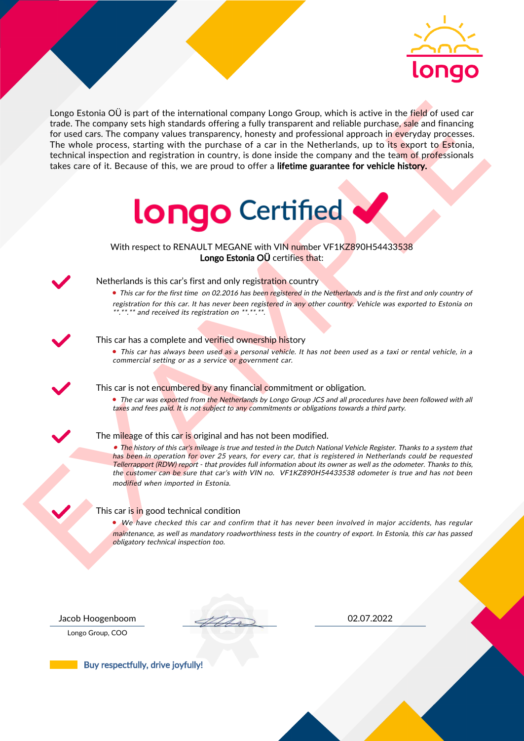longo

Longo Estonia OÜ is part of the international company Longo Group, which is active in the field of used car trade. The company sets high standards offering a fully transparent and reliable purchase, sale and financing for used cars. The company values transparency, honesty and professional approach in everyday processes. The whole process, starting with the purchase of a car in the Netherlands, up to its export to Estonia, technical inspection and registration in country, is done inside the company and the team of professionals takes care of it. Because of this, we are proud to offer a **lifetime guarantee for vehicle history.**

# longo Certified ✔

With respect to RENAULT MEGANE with VIN number VF1KZ890H54433538
**Longo Estonia OÜ** certifies that:

✔ Netherlands is this car's first and only registration country

- *This car for the first time on 02.2016 has been registered in the Netherlands and is the first and only country of registration for this car. It has never been registered in any other country. Vehicle was exported to Estonia on \*\*.\*\*.\*\* and received its registration on \*\*.\*\*.\*\*.*

✔ This car has a complete and verified ownership history

- *This car has always been used as a personal vehicle. It has not been used as a taxi or rental vehicle, in a commercial setting or as a service or government car.*

✔ This car is not encumbered by any financial commitment or obligation.

- *The car was exported from the Netherlands by Longo Group JCS and all procedures have been followed with all taxes and fees paid. It is not subject to any commitments or obligations towards a third party.*

✔ The mileage of this car is original and has not been modified.

- *The history of this car's mileage is true and tested in the Dutch National Vehicle Register. Thanks to a system that has been in operation for over 25 years, for every car, that is registered in Netherlands could be requested Tellerrapport (RDW) report - that provides full information about its owner as well as the odometer. Thanks to this, the customer can be sure that car's with VIN no. VF1KZ890H54433538 odometer is true and has not been modified when imported in Estonia.*

✔ This car is in good technical condition

- *We have checked this car and confirm that it has never been involved in major accidents, has regular maintenance, as well as mandatory roadworthiness tests in the country of export. In Estonia, this car has passed obligatory technical inspection too.*

Jacob Hoogenboom
Longo Group, COO

02.07.2022

Buy respectfully, drive joyfully!

EXAMPLE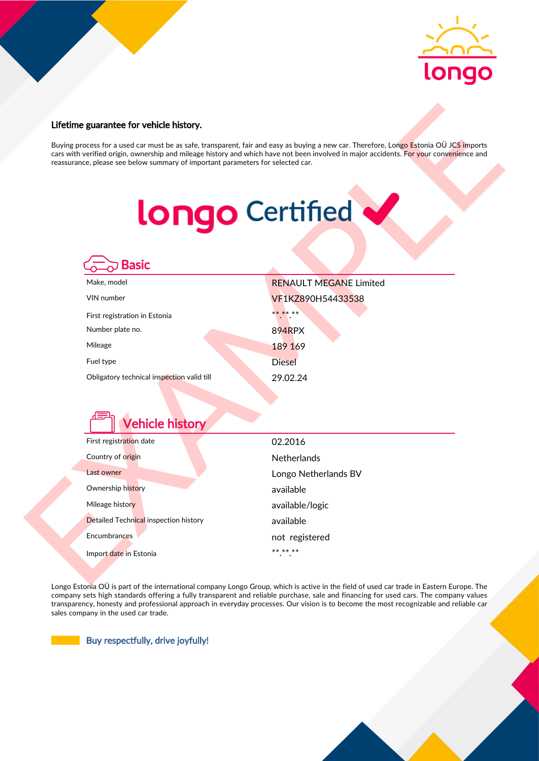**Lifetime guarantee for vehicle history.**

Buying process for a used car must be as safe, transparent, fair and easy as buying a new car. Therefore, Longo Estonia OÜ JCS imports cars with verified origin, ownership and mileage history and which have not been involved in major accidents. For your convenience and reassurance, please see below summary of important parameters for selected car.

# longo Certified

## Basic

| | |
|---|---|
| Make, model | RENAULT MEGANE Limited |
| VIN number | VF1KZ890H54433538 |
| First registration in Estonia | **.**.** |
| Number plate no. | 894RPX |
| Mileage | 189 169 |
| Fuel type | Diesel |
| Obligatory technical inspection valid till | 29.02.24 |

## Vehicle history

| | |
|---|---|
| First registration date | 02.2016 |
| Country of origin | Netherlands |
| Last owner | Longo Netherlands BV |
| Ownership history | available |
| Mileage history | available/logic |
| Detailed Technical inspection history | available |
| Encumbrances | not registered |
| Import date in Estonia | **.**.** |

Longo Estonia OÜ is part of the international company Longo Group, which is active in the field of used car trade in Eastern Europe. The company sets high standards offering a fully transparent and reliable purchase, sale and financing for used cars. The company values transparency, honesty and professional approach in everyday processes. Our vision is to become the most recognizable and reliable car sales company in the used car trade.

Buy respectfully, drive joyfully!